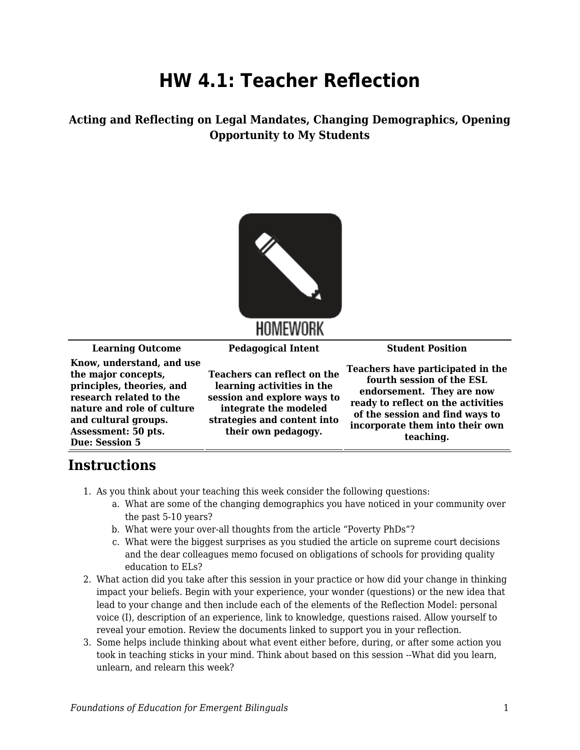# HW 4.1: Teacher Reflection

### Acting and Reflecting on Legal Mandates, Changing Demographics, Opening Opportunity to My Students

| Learning Outcome | Pedagogical Intent | Student Position |
| --- | --- | --- |
| **Know, understand, and use the major concepts, principles, theories, and research related to the nature and role of culture and cultural groups. Assessment: 50 pts. Due: Session 5** | **Teachers can reflect on the learning activities in the session and explore ways to integrate the modeled strategies and content into their own pedagogy.** | **Teachers have participated in the fourth session of the ESL endorsement. They are now ready to reflect on the activities of the session and find ways to incorporate them into their own teaching.** |

## Instructions

1. As you think about your teaching this week consider the following questions:
   a. What are some of the changing demographics you have noticed in your community over the past 5-10 years?
   b. What were your over-all thoughts from the article "Poverty PhDs"?
   c. What were the biggest surprises as you studied the article on supreme court decisions and the dear colleagues memo focused on obligations of schools for providing quality education to ELs?
2. What action did you take after this session in your practice or how did your change in thinking impact your beliefs. Begin with your experience, your wonder (questions) or the new idea that lead to your change and then include each of the elements of the Reflection Model: personal voice (I), description of an experience, link to knowledge, questions raised. Allow yourself to reveal your emotion. Review the documents linked to support you in your reflection.
3. Some helps include thinking about what event either before, during, or after some action you took in teaching sticks in your mind. Think about based on this session --What did you learn, unlearn, and relearn this week?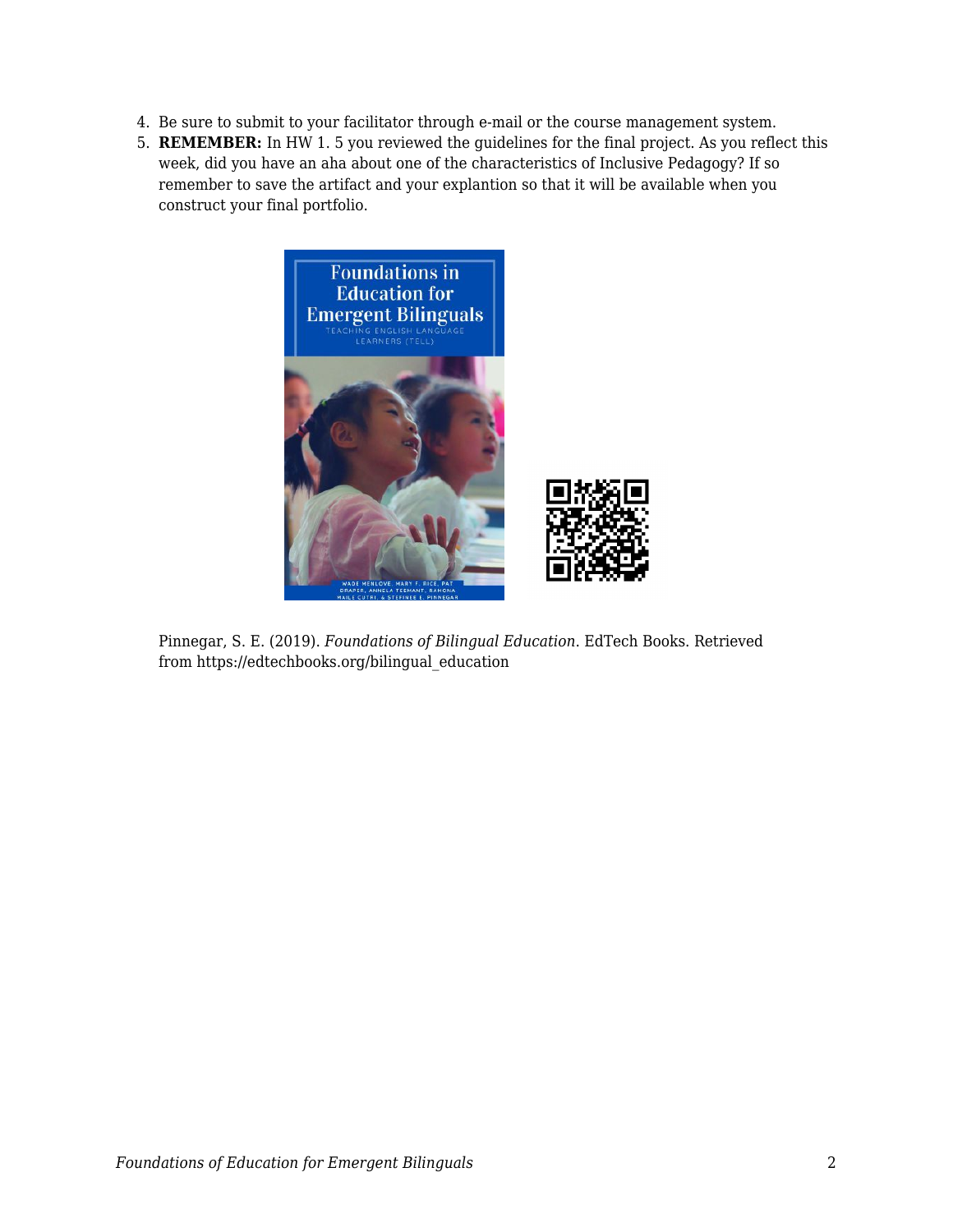4. Be sure to submit to your facilitator through e-mail or the course management system.
5. **REMEMBER:** In HW 1. 5 you reviewed the guidelines for the final project. As you reflect this week, did you have an aha about one of the characteristics of Inclusive Pedagogy? If so remember to save the artifact and your explantion so that it will be available when you construct your final portfolio.

Pinnegar, S. E. (2019). *Foundations of Bilingual Education*. EdTech Books. Retrieved from https://edtechbooks.org/bilingual_education